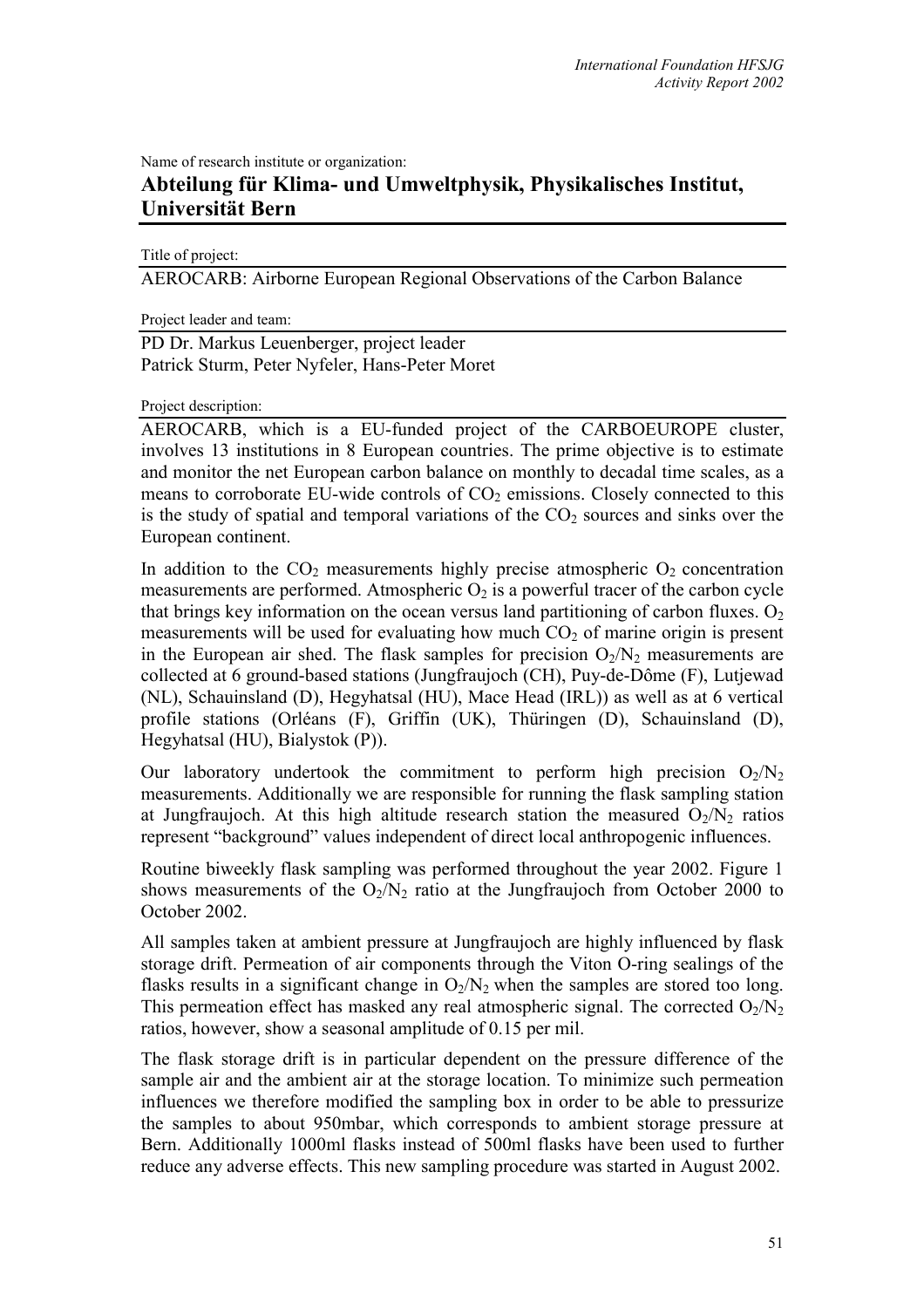Name of research institute or organization:

# Abteilung für Klima- und Umweltphysik, Physikalisches Institut, Universität Bern

Title of project:

AEROCARB: Airborne European Regional Observations of the Carbon Balance

Project leader and team:

PD Dr. Markus Leuenberger, project leader
Patrick Sturm, Peter Nyfeler, Hans-Peter Moret

Project description:

AEROCARB, which is a EU-funded project of the CARBOEUROPE cluster, involves 13 institutions in 8 European countries. The prime objective is to estimate and monitor the net European carbon balance on monthly to decadal time scales, as a means to corroborate EU-wide controls of $CO_2$ emissions. Closely connected to this is the study of spatial and temporal variations of the $CO_2$ sources and sinks over the European continent.

In addition to the $CO_2$ measurements highly precise atmospheric $O_2$ concentration measurements are performed. Atmospheric $O_2$ is a powerful tracer of the carbon cycle that brings key information on the ocean versus land partitioning of carbon fluxes. $O_2$ measurements will be used for evaluating how much $CO_2$ of marine origin is present in the European air shed. The flask samples for precision $O_2/N_2$ measurements are collected at 6 ground-based stations (Jungfraujoch (CH), Puy-de-Dôme (F), Lutjewad (NL), Schauinsland (D), Hegyhatsal (HU), Mace Head (IRL)) as well as at 6 vertical profile stations (Orléans (F), Griffin (UK), Thüringen (D), Schauinsland (D), Hegyhatsal (HU), Bialystok (P)).

Our laboratory undertook the commitment to perform high precision $O_2/N_2$ measurements. Additionally we are responsible for running the flask sampling station at Jungfraujoch. At this high altitude research station the measured $O_2/N_2$ ratios represent "background" values independent of direct local anthropogenic influences.

Routine biweekly flask sampling was performed throughout the year 2002. Figure 1 shows measurements of the $O_2/N_2$ ratio at the Jungfraujoch from October 2000 to October 2002.

All samples taken at ambient pressure at Jungfraujoch are highly influenced by flask storage drift. Permeation of air components through the Viton O-ring sealings of the flasks results in a significant change in $O_2/N_2$ when the samples are stored too long. This permeation effect has masked any real atmospheric signal. The corrected $O_2/N_2$ ratios, however, show a seasonal amplitude of 0.15 per mil.

The flask storage drift is in particular dependent on the pressure difference of the sample air and the ambient air at the storage location. To minimize such permeation influences we therefore modified the sampling box in order to be able to pressurize the samples to about 950mbar, which corresponds to ambient storage pressure at Bern. Additionally 1000ml flasks instead of 500ml flasks have been used to further reduce any adverse effects. This new sampling procedure was started in August 2002.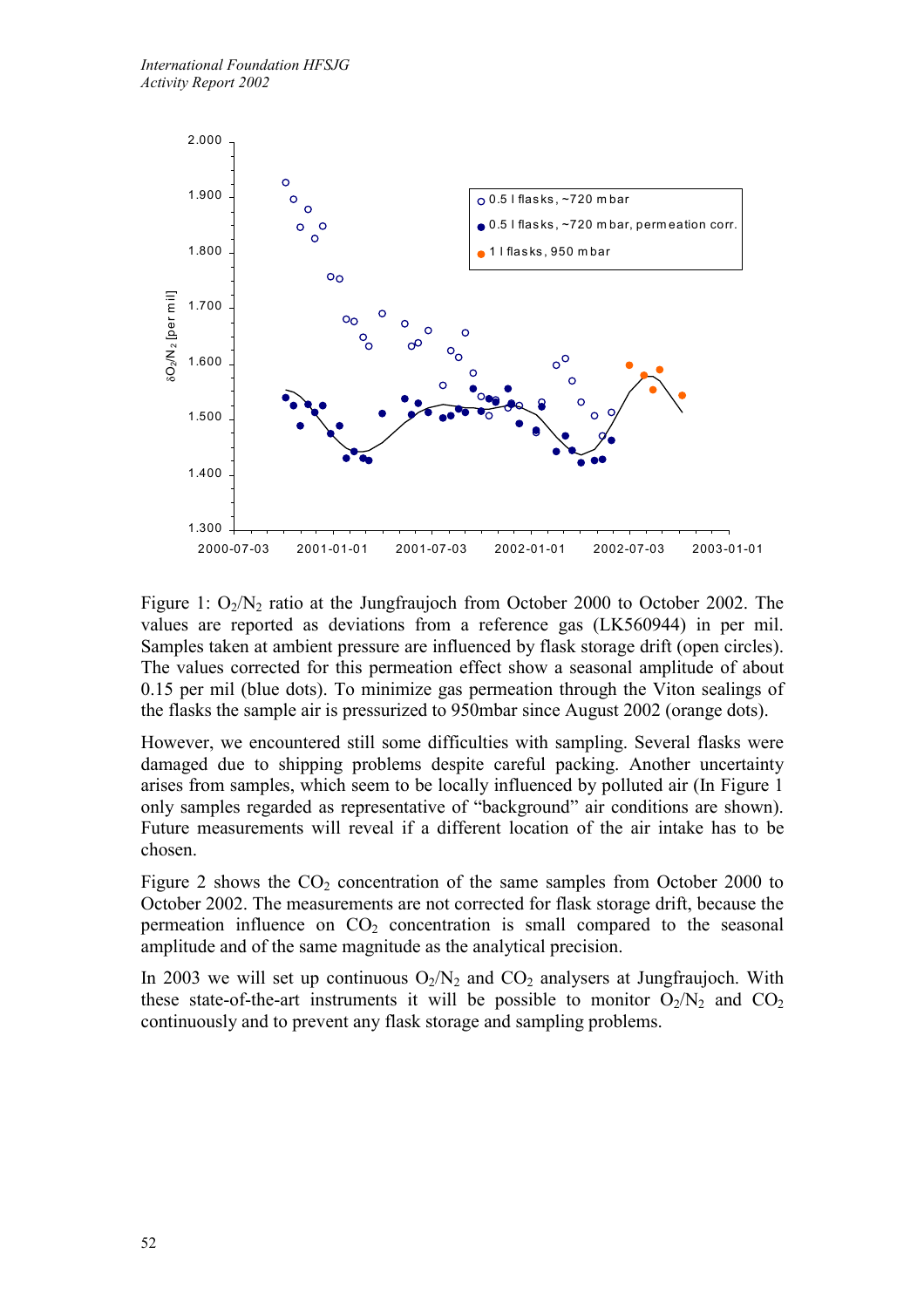Figure 1: $O_2/N_2$ ratio at the Jungfraujoch from October 2000 to October 2002. The values are reported as deviations from a reference gas (LK560944) in per mil. Samples taken at ambient pressure are influenced by flask storage drift (open circles). The values corrected for this permeation effect show a seasonal amplitude of about 0.15 per mil (blue dots). To minimize gas permeation through the Viton sealings of the flasks the sample air is pressurized to 950mbar since August 2002 (orange dots).

However, we encountered still some difficulties with sampling. Several flasks were damaged due to shipping problems despite careful packing. Another uncertainty arises from samples, which seem to be locally influenced by polluted air (In Figure 1 only samples regarded as representative of "background" air conditions are shown). Future measurements will reveal if a different location of the air intake has to be chosen.

Figure 2 shows the $CO_2$ concentration of the same samples from October 2000 to October 2002. The measurements are not corrected for flask storage drift, because the permeation influence on $CO_2$ concentration is small compared to the seasonal amplitude and of the same magnitude as the analytical precision.

In 2003 we will set up continuous $O_2/N_2$ and $CO_2$ analysers at Jungfraujoch. With these state-of-the-art instruments it will be possible to monitor $O_2/N_2$ and $CO_2$ continuously and to prevent any flask storage and sampling problems.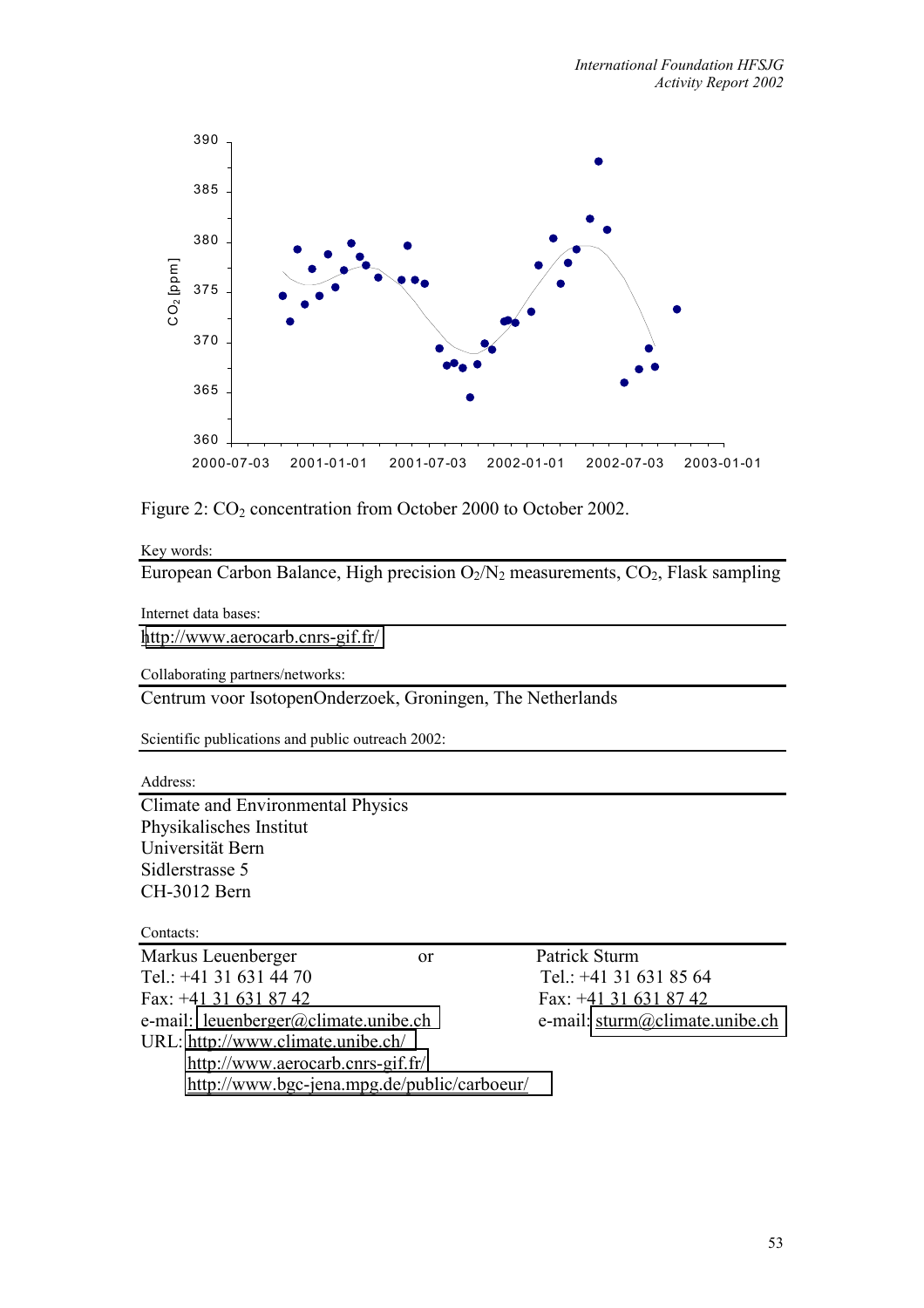Figure 2: $CO_2$ concentration from October 2000 to October 2002.

Key words:

European Carbon Balance, High precision $O_2/N_2$ measurements, $CO_2$, Flask sampling

Internet data bases:

http://www.aerocarb.cnrs-gif.fr/

Collaborating partners/networks:

Centrum voor IsotopenOnderzoek, Groningen, The Netherlands

Scientific publications and public outreach 2002:

Address:

Climate and Environmental Physics
Physikalisches Institut
Universität Bern
Sidlerstrasse 5
CH-3012 Bern

Contacts:

Markus Leuenberger or Patrick Sturm

Markus Leuenberger
Tel.: +41 31 631 44 70
Fax: +41 31 631 87 42
e-mail: leuenberger@climate.unibe.ch
URL: http://www.climate.unibe.ch/
http://www.aerocarb.cnrs-gif.fr/
http://www.bgc-jena.mpg.de/public/carboeur/

Patrick Sturm
Tel.: +41 31 631 85 64
Fax: +41 31 631 87 42
e-mail: sturm@climate.unibe.ch